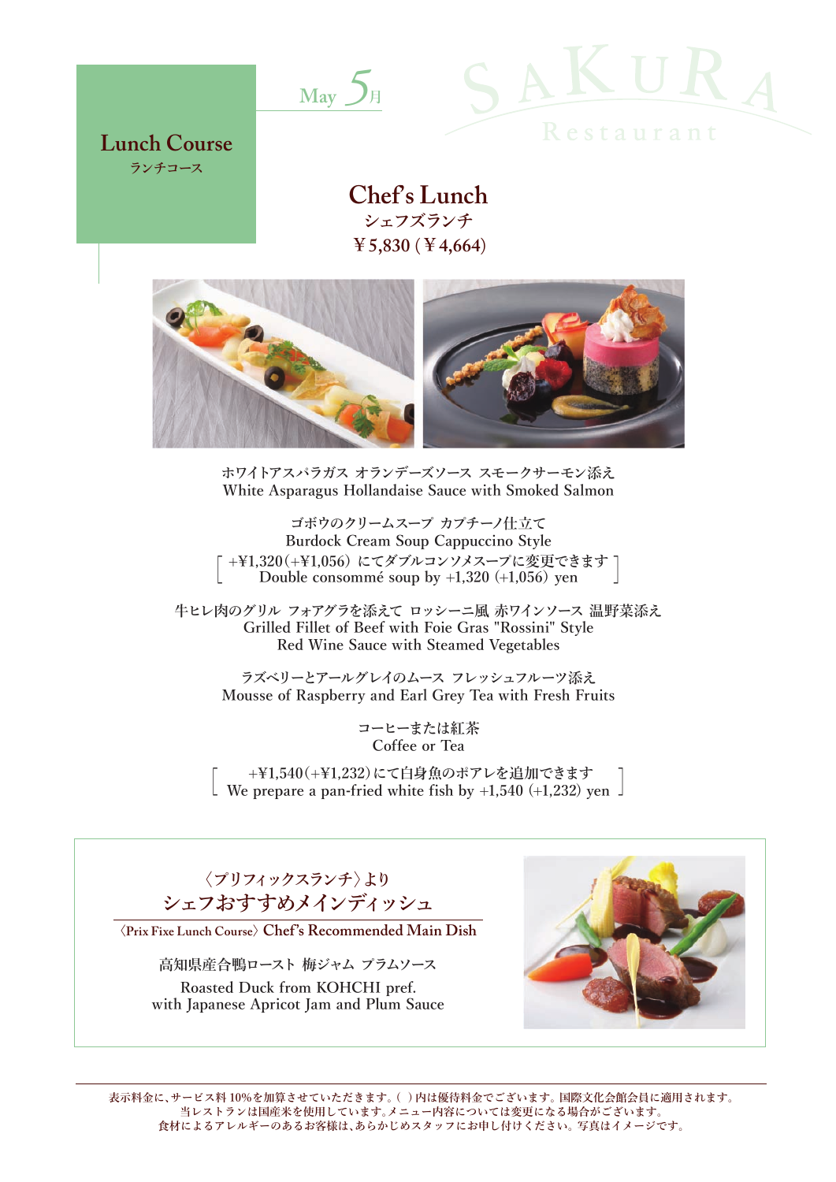SAKURA Restaurant

May 5月

# Lunch Course
ランチコース

## Chef's Lunch
シェフズランチ

¥5,830 (¥4,664)

ホワイトアスパラガス オランデーズソース スモークサーモン添え
White Asparagus Hollandaise Sauce with Smoked Salmon

ゴボウのクリームスープ カプチーノ仕立て
Burdock Cream Soup Cappuccino Style

[ +¥1,320(+¥1,056) にてダブルコンソメスープに変更できます
Double consommé soup by +1,320 (+1,056) yen ]

牛ヒレ肉のグリル フォアグラを添えて ロッシーニ風 赤ワインソース 温野菜添え
Grilled Fillet of Beef with Foie Gras "Rossini" Style
Red Wine Sauce with Steamed Vegetables

ラズベリーとアールグレイのムース フレッシュフルーツ添え
Mousse of Raspberry and Earl Grey Tea with Fresh Fruits

コーヒーまたは紅茶
Coffee or Tea

[ +¥1,540(+¥1,232)にて白身魚のポアレを追加できます
We prepare a pan-fried white fish by +1,540 (+1,232) yen ]

---

〈プリフィックスランチ〉より
## シェフおすすめメインディッシュ
〈Prix Fixe Lunch Course〉 Chef's Recommended Main Dish

高知県産合鴨ロースト 梅ジャム プラムソース
Roasted Duck from KOHCHI pref.
with Japanese Apricot Jam and Plum Sauce

---

表示料金に、サービス料10%を加算させていただきます。( )内は優待料金でございます。国際文化会館会員に適用されます。
当レストランは国産米を使用しています。メニュー内容については変更になる場合がございます。
食材によるアレルギーのあるお客様は、あらかじめスタッフにお申し付けください。写真はイメージです。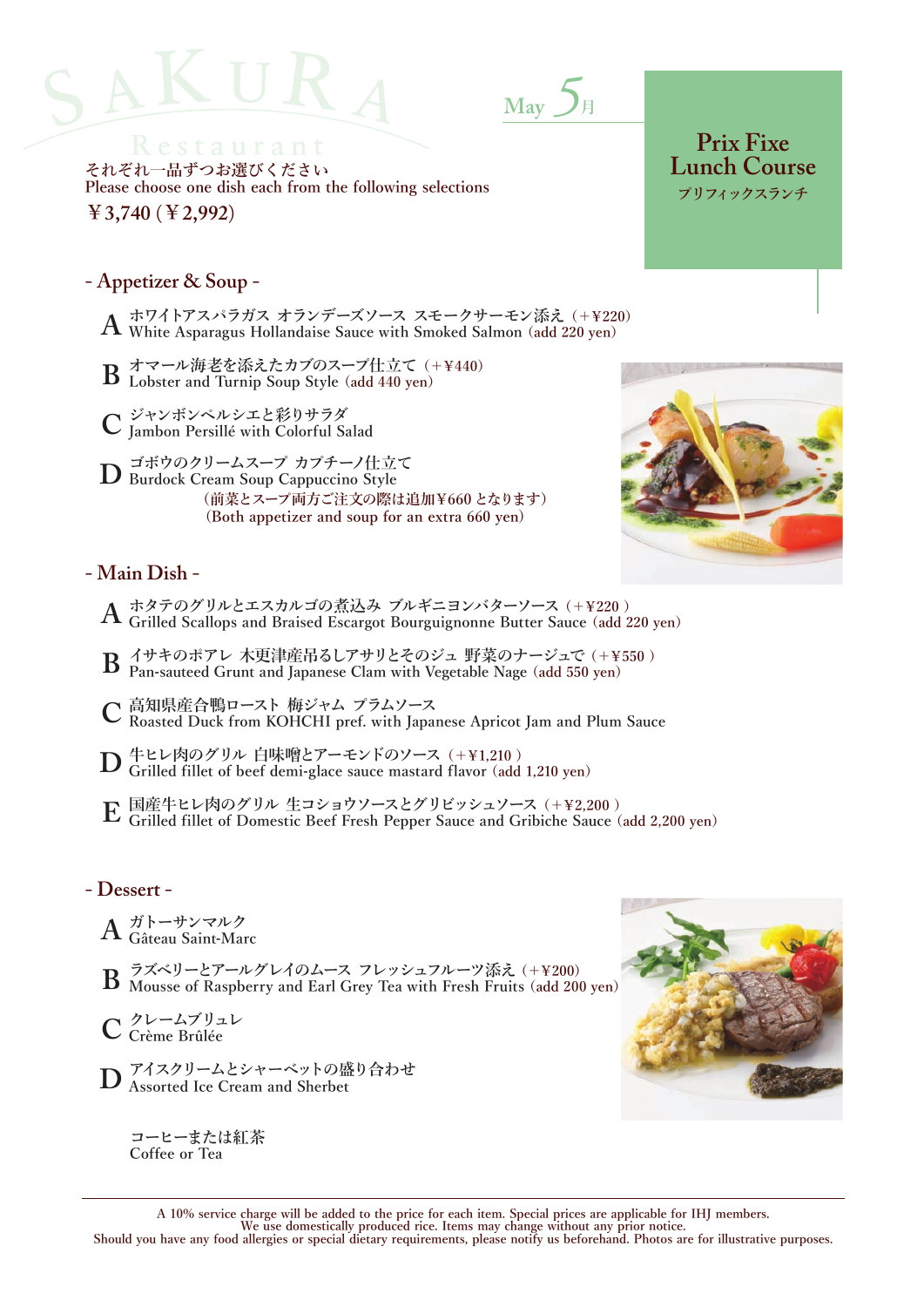# SAKURA Restaurant

May 5月

## Prix Fixe Lunch Course
プリフィックスランチ

それぞれ一品ずつお選びください
Please choose one dish each from the following selections

**￥3,740 (￥2,992)**

## - Appetizer & Soup -

**A** ホワイトアスパラガス オランデーズソース スモークサーモン添え（+¥220）
White Asparagus Hollandaise Sauce with Smoked Salmon (add 220 yen)

**B** オマール海老を添えたカブのスープ仕立て（+¥440）
Lobster and Turnip Soup Style (add 440 yen)

**C** ジャンボンペルシエと彩りサラダ
Jambon Persillé with Colorful Salad

**D** ゴボウのクリームスープ カプチーノ仕立て
Burdock Cream Soup Cappuccino Style

（前菜とスープ両方ご注文の際は追加¥660となります）
(Both appetizer and soup for an extra 660 yen)

## - Main Dish -

**A** ホタテのグリルとエスカルゴの煮込み ブルギニヨンバターソース（+¥220）
Grilled Scallops and Braised Escargot Bourguignonne Butter Sauce (add 220 yen)

**B** イサキのポアレ 木更津産吊るしアサリとそのジュ 野菜のナージュで（+¥550）
Pan-sauteed Grunt and Japanese Clam with Vegetable Nage (add 550 yen)

**C** 高知県産合鴨ロースト 梅ジャム プラムソース
Roasted Duck from KOHCHI pref. with Japanese Apricot Jam and Plum Sauce

**D** 牛ヒレ肉のグリル 白味噌とアーモンドのソース（+¥1,210）
Grilled fillet of beef demi-glace sauce mastard flavor (add 1,210 yen)

**E** 国産牛ヒレ肉のグリル 生コショウソースとグリビッシュソース（+¥2,200）
Grilled fillet of Domestic Beef Fresh Pepper Sauce and Gribiche Sauce (add 2,200 yen)

## - Dessert -

**A** ガトーサンマルク
Gâteau Saint-Marc

**B** ラズベリーとアールグレイのムース フレッシュフルーツ添え（+¥200）
Mousse of Raspberry and Earl Grey Tea with Fresh Fruits (add 200 yen)

**C** クレームブリュレ
Crème Brûlée

**D** アイスクリームとシャーベットの盛り合わせ
Assorted Ice Cream and Sherbet

コーヒーまたは紅茶
Coffee or Tea

---

A 10% service charge will be added to the price for each item. Special prices are applicable for IHJ members.
We use domestically produced rice. Items may change without any prior notice.
Should you have any food allergies or special dietary requirements, please notify us beforehand. Photos are for illustrative purposes.